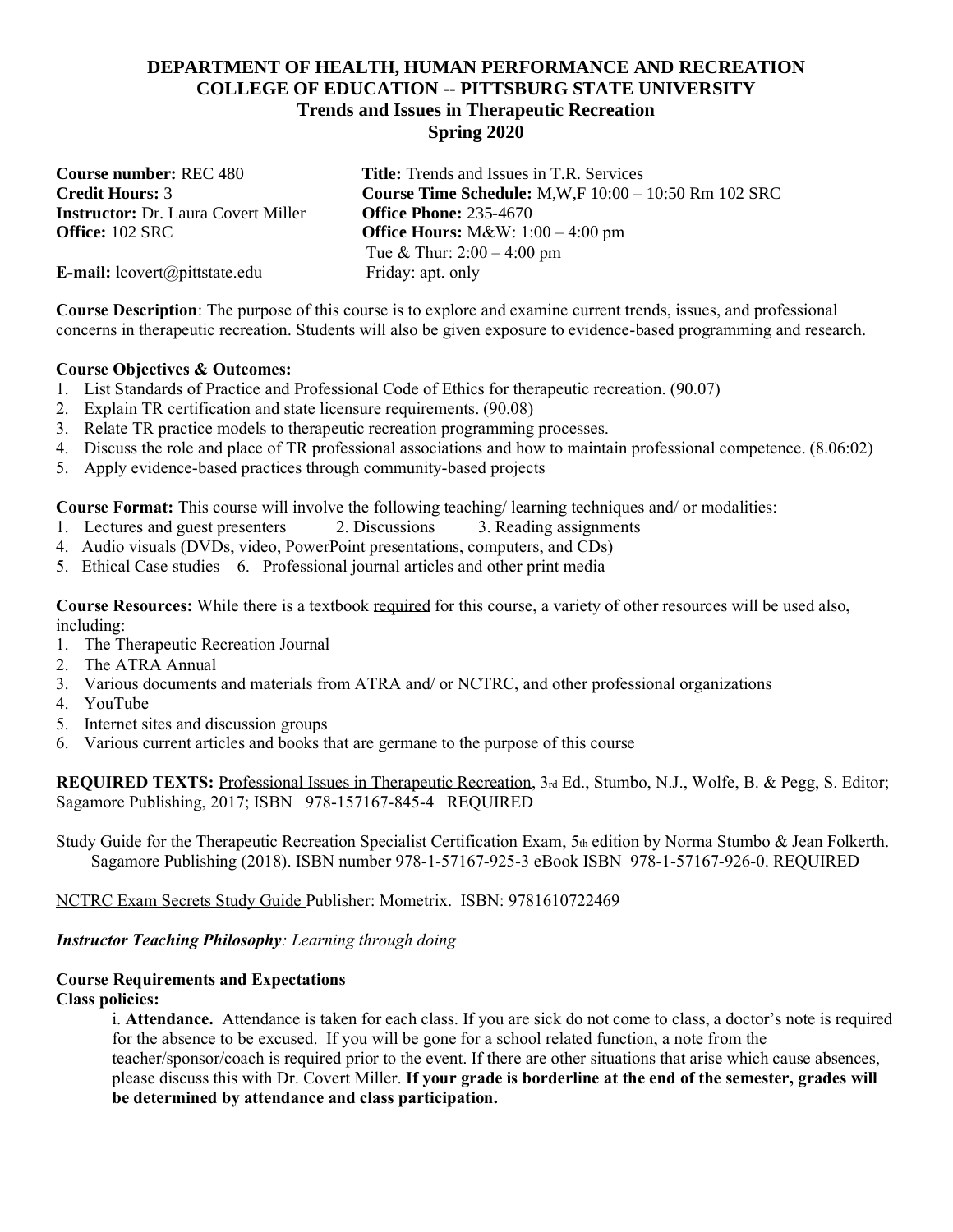**DEPARTMENT OF HEALTH, HUMAN PERFORMANCE AND RECREATION**
**COLLEGE OF EDUCATION -- PITTSBURG STATE UNIVERSITY**
**Trends and Issues in Therapeutic Recreation**
**Spring 2020**

**Course number:** REC 480
**Title:** Trends and Issues in T.R. Services
**Credit Hours:** 3
**Course Time Schedule:** M,W,F 10:00 – 10:50 Rm 102 SRC
**Instructor:** Dr. Laura Covert Miller
**Office Phone:** 235-4670
**Office:** 102 SRC
**Office Hours:** M&W: 1:00 – 4:00 pm
Tue & Thur: 2:00 – 4:00 pm
Friday: apt. only
**E-mail:** lcovert@pittstate.edu

**Course Description**: The purpose of this course is to explore and examine current trends, issues, and professional concerns in therapeutic recreation. Students will also be given exposure to evidence-based programming and research.

**Course Objectives & Outcomes:**

1. List Standards of Practice and Professional Code of Ethics for therapeutic recreation. (90.07)
2. Explain TR certification and state licensure requirements. (90.08)
3. Relate TR practice models to therapeutic recreation programming processes.
4. Discuss the role and place of TR professional associations and how to maintain professional competence. (8.06:02)
5. Apply evidence-based practices through community-based projects

**Course Format:** This course will involve the following teaching/ learning techniques and/ or modalities:

1. Lectures and guest presenters
2. Discussions
3. Reading assignments
4. Audio visuals (DVDs, video, PowerPoint presentations, computers, and CDs)
5. Ethical Case studies
6. Professional journal articles and other print media

**Course Resources:** While there is a textbook required for this course, a variety of other resources will be used also, including:

1. The Therapeutic Recreation Journal
2. The ATRA Annual
3. Various documents and materials from ATRA and/ or NCTRC, and other professional organizations
4. YouTube
5. Internet sites and discussion groups
6. Various current articles and books that are germane to the purpose of this course

**REQUIRED TEXTS:** Professional Issues in Therapeutic Recreation, 3rd Ed., Stumbo, N.J., Wolfe, B. & Pegg, S. Editor; Sagamore Publishing, 2017; ISBN 978-157167-845-4 REQUIRED

Study Guide for the Therapeutic Recreation Specialist Certification Exam, 5th edition by Norma Stumbo & Jean Folkerth. Sagamore Publishing (2018). ISBN number 978-1-57167-925-3 eBook ISBN 978-1-57167-926-0. REQUIRED

NCTRC Exam Secrets Study Guide Publisher: Mometrix. ISBN: 9781610722469

***Instructor Teaching Philosophy****: Learning through doing*

**Course Requirements and Expectations**

**Class policies:**

i. **Attendance.** Attendance is taken for each class. If you are sick do not come to class, a doctor's note is required for the absence to be excused. If you will be gone for a school related function, a note from the teacher/sponsor/coach is required prior to the event. If there are other situations that arise which cause absences, please discuss this with Dr. Covert Miller. **If your grade is borderline at the end of the semester, grades will be determined by attendance and class participation.**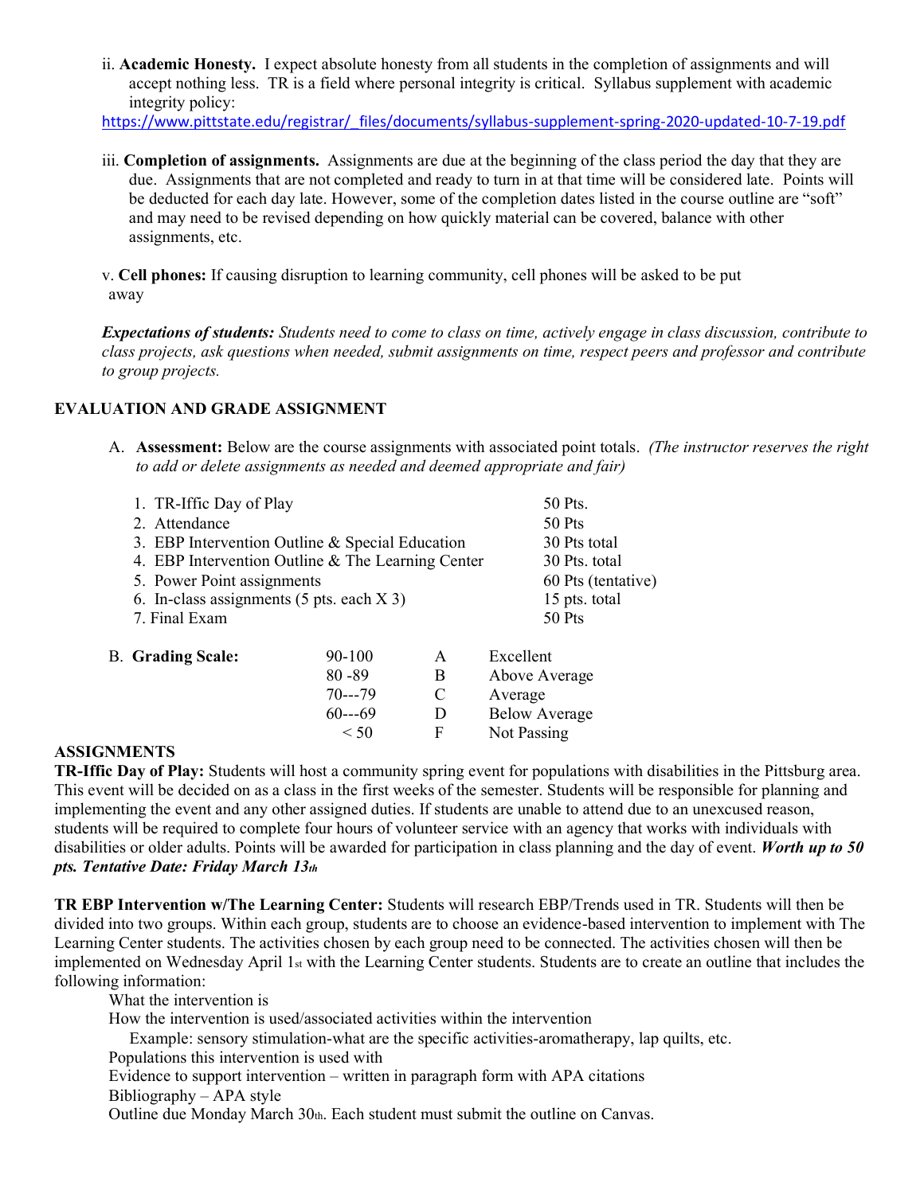ii. **Academic Honesty.** I expect absolute honesty from all students in the completion of assignments and will accept nothing less. TR is a field where personal integrity is critical. Syllabus supplement with academic integrity policy:
https://www.pittstate.edu/registrar/_files/documents/syllabus-supplement-spring-2020-updated-10-7-19.pdf

iii. **Completion of assignments.** Assignments are due at the beginning of the class period the day that they are due. Assignments that are not completed and ready to turn in at that time will be considered late. Points will be deducted for each day late. However, some of the completion dates listed in the course outline are "soft" and may need to be revised depending on how quickly material can be covered, balance with other assignments, etc.

v. **Cell phones:** If causing disruption to learning community, cell phones will be asked to be put away

***Expectations of students:*** *Students need to come to class on time, actively engage in class discussion, contribute to class projects, ask questions when needed, submit assignments on time, respect peers and professor and contribute to group projects.*

## EVALUATION AND GRADE ASSIGNMENT

A. **Assessment:** Below are the course assignments with associated point totals. *(The instructor reserves the right to add or delete assignments as needed and deemed appropriate and fair)*

| | |
|---|---|
| 1. TR-Iffic Day of Play | 50 Pts. |
| 2. Attendance | 50 Pts |
| 3. EBP Intervention Outline & Special Education | 30 Pts total |
| 4. EBP Intervention Outline & The Learning Center | 30 Pts. total |
| 5. Power Point assignments | 60 Pts (tentative) |
| 6. In-class assignments (5 pts. each X 3) | 15 pts. total |
| 7. Final Exam | 50 Pts |

B. **Grading Scale:**

| | | |
|---|---|---|
| 90-100 | A | Excellent |
| 80 -89 | B | Above Average |
| 70---79 | C | Average |
| 60---69 | D | Below Average |
| < 50 | F | Not Passing |

## ASSIGNMENTS

**TR-Iffic Day of Play:** Students will host a community spring event for populations with disabilities in the Pittsburg area. This event will be decided on as a class in the first weeks of the semester. Students will be responsible for planning and implementing the event and any other assigned duties. If students are unable to attend due to an unexcused reason, students will be required to complete four hours of volunteer service with an agency that works with individuals with disabilities or older adults. Points will be awarded for participation in class planning and the day of event. ***Worth up to 50 pts. Tentative Date: Friday March 13th***

**TR EBP Intervention w/The Learning Center:** Students will research EBP/Trends used in TR. Students will then be divided into two groups. Within each group, students are to choose an evidence-based intervention to implement with The Learning Center students. The activities chosen by each group need to be connected. The activities chosen will then be implemented on Wednesday April 1st with the Learning Center students. Students are to create an outline that includes the following information:

What the intervention is
How the intervention is used/associated activities within the intervention
    Example: sensory stimulation-what are the specific activities-aromatherapy, lap quilts, etc.
Populations this intervention is used with
Evidence to support intervention – written in paragraph form with APA citations
Bibliography – APA style
Outline due Monday March 30th. Each student must submit the outline on Canvas.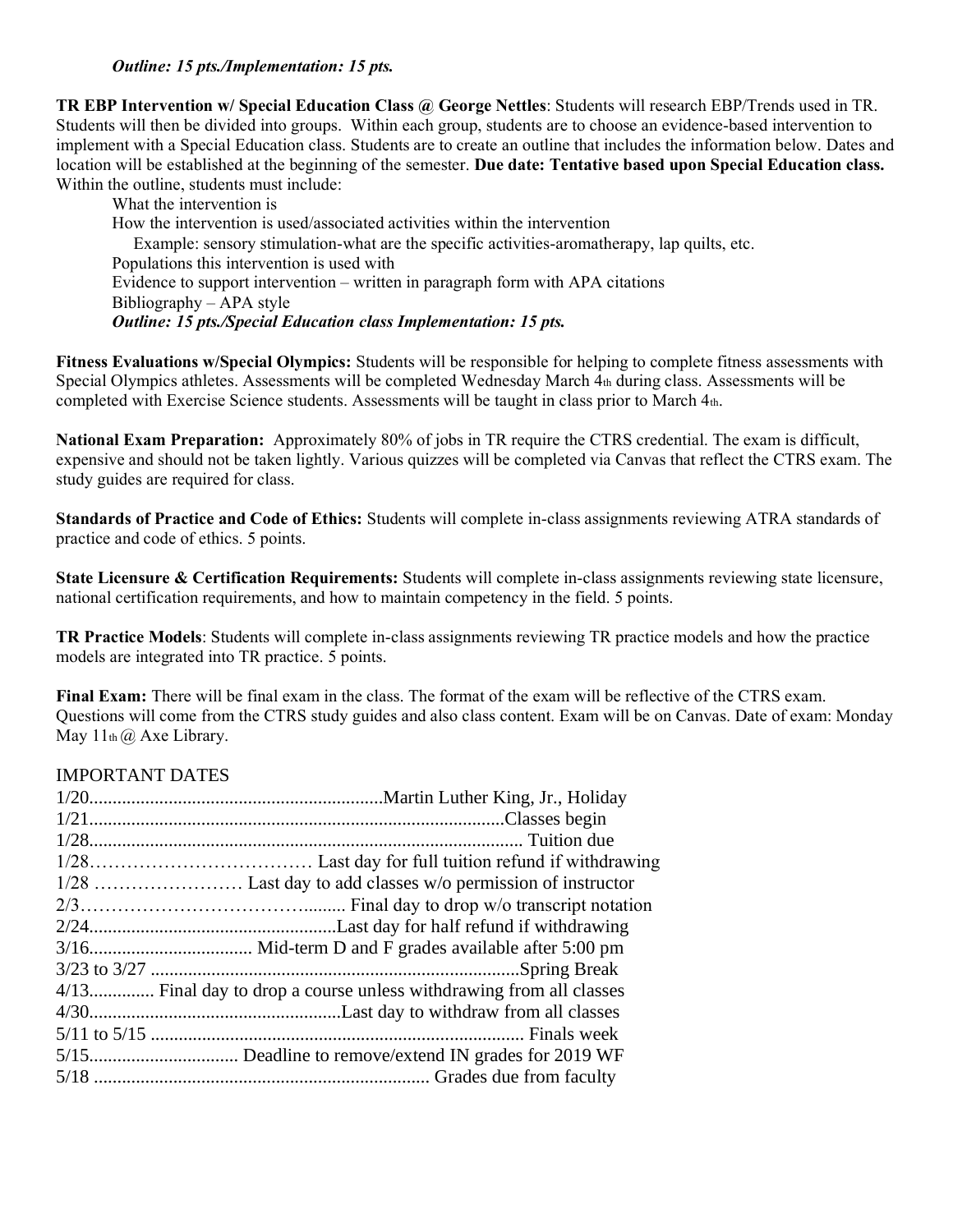*Outline: 15 pts./Implementation: 15 pts.*

**TR EBP Intervention w/ Special Education Class @ George Nettles**: Students will research EBP/Trends used in TR. Students will then be divided into groups. Within each group, students are to choose an evidence-based intervention to implement with a Special Education class. Students are to create an outline that includes the information below. Dates and location will be established at the beginning of the semester. **Due date: Tentative based upon Special Education class.** Within the outline, students must include:

- What the intervention is
- How the intervention is used/associated activities within the intervention
  - Example: sensory stimulation-what are the specific activities-aromatherapy, lap quilts, etc.
- Populations this intervention is used with
- Evidence to support intervention – written in paragraph form with APA citations
- Bibliography – APA style

*Outline: 15 pts./Special Education class Implementation: 15 pts.*

**Fitness Evaluations w/Special Olympics:** Students will be responsible for helping to complete fitness assessments with Special Olympics athletes. Assessments will be completed Wednesday March 4th during class. Assessments will be completed with Exercise Science students. Assessments will be taught in class prior to March 4th.

**National Exam Preparation:** Approximately 80% of jobs in TR require the CTRS credential. The exam is difficult, expensive and should not be taken lightly. Various quizzes will be completed via Canvas that reflect the CTRS exam. The study guides are required for class.

**Standards of Practice and Code of Ethics:** Students will complete in-class assignments reviewing ATRA standards of practice and code of ethics. 5 points.

**State Licensure & Certification Requirements:** Students will complete in-class assignments reviewing state licensure, national certification requirements, and how to maintain competency in the field. 5 points.

**TR Practice Models**: Students will complete in-class assignments reviewing TR practice models and how the practice models are integrated into TR practice. 5 points.

**Final Exam:** There will be final exam in the class. The format of the exam will be reflective of the CTRS exam. Questions will come from the CTRS study guides and also class content. Exam will be on Canvas. Date of exam: Monday May 11th @ Axe Library.

## IMPORTANT DATES

1/20..............................................................Martin Luther King, Jr., Holiday
1/21.........................................................................................Classes begin
1/28............................................................................................ Tuition due
1/28……………………………… Last day for full tuition refund if withdrawing
1/28 …………………… Last day to add classes w/o permission of instructor
2/3……………………………….......... Final day to drop w/o transcript notation
2/24.....................................................Last day for half refund if withdrawing
3/16................................... Mid-term D and F grades available after 5:00 pm
3/23 to 3/27 ...............................................................................Spring Break
4/13.............. Final day to drop a course unless withdrawing from all classes
4/30......................................................Last day to withdraw from all classes
5/11 to 5/15 ............................................................................... Finals week
5/15................................ Deadline to remove/extend IN grades for 2019 WF
5/18 ........................................................................ Grades due from faculty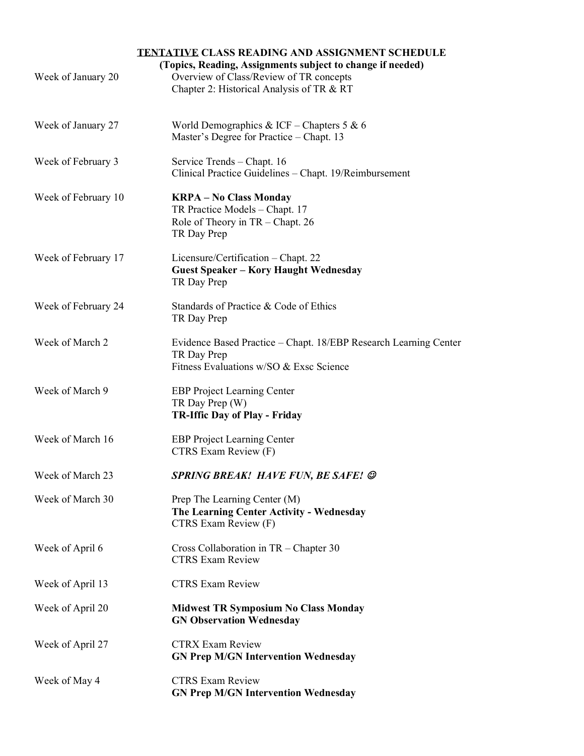## <u>TENTATIVE</u> CLASS READING AND ASSIGNMENT SCHEDULE

**(Topics, Reading, Assignments subject to change if needed)**

| | |
|---|---|
| Week of January 20 | Overview of Class/Review of TR concepts<br>Chapter 2: Historical Analysis of TR & RT |
| Week of January 27 | World Demographics & ICF – Chapters 5 & 6<br>Master's Degree for Practice – Chapt. 13 |
| Week of February 3 | Service Trends – Chapt. 16<br>Clinical Practice Guidelines – Chapt. 19/Reimbursement |
| Week of February 10 | **KRPA – No Class Monday**<br>TR Practice Models – Chapt. 17<br>Role of Theory in TR – Chapt. 26<br>TR Day Prep |
| Week of February 17 | Licensure/Certification – Chapt. 22<br>**Guest Speaker – Kory Haught Wednesday**<br>TR Day Prep |
| Week of February 24 | Standards of Practice & Code of Ethics<br>TR Day Prep |
| Week of March 2 | Evidence Based Practice – Chapt. 18/EBP Research Learning Center<br>TR Day Prep<br>Fitness Evaluations w/SO & Exsc Science |
| Week of March 9 | EBP Project Learning Center<br>TR Day Prep (W)<br>**TR-Iffic Day of Play - Friday** |
| Week of March 16 | EBP Project Learning Center<br>CTRS Exam Review (F) |
| Week of March 23 | ***SPRING BREAK! HAVE FUN, BE SAFE! ☺*** |
| Week of March 30 | Prep The Learning Center (M)<br>**The Learning Center Activity - Wednesday**<br>CTRS Exam Review (F) |
| Week of April 6 | Cross Collaboration in TR – Chapter 30<br>CTRS Exam Review |
| Week of April 13 | CTRS Exam Review |
| Week of April 20 | **Midwest TR Symposium No Class Monday**<br>**GN Observation Wednesday** |
| Week of April 27 | CTRX Exam Review<br>**GN Prep M/GN Intervention Wednesday** |
| Week of May 4 | CTRS Exam Review<br>**GN Prep M/GN Intervention Wednesday** |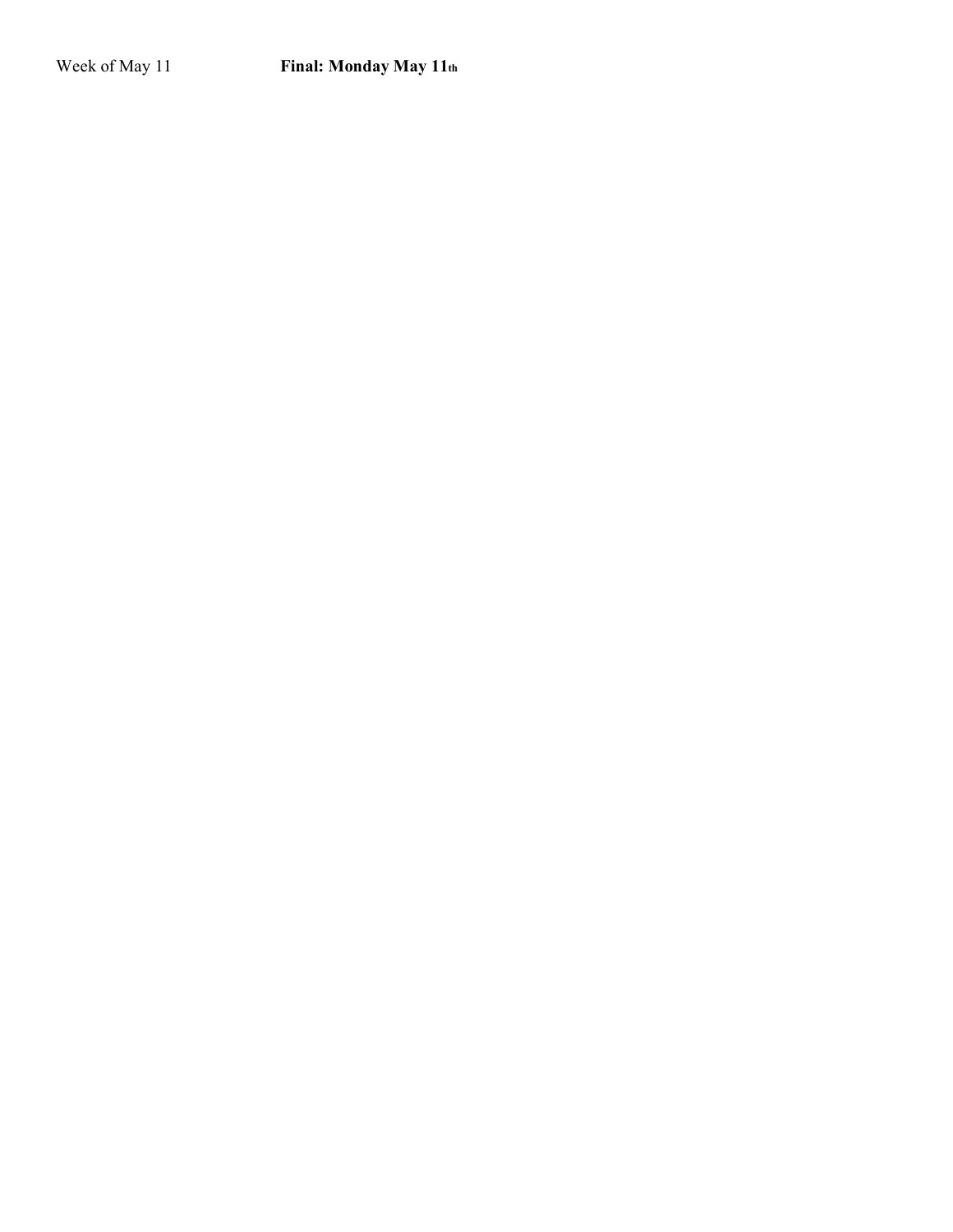Week of May 11 **Final: Monday May 11th**